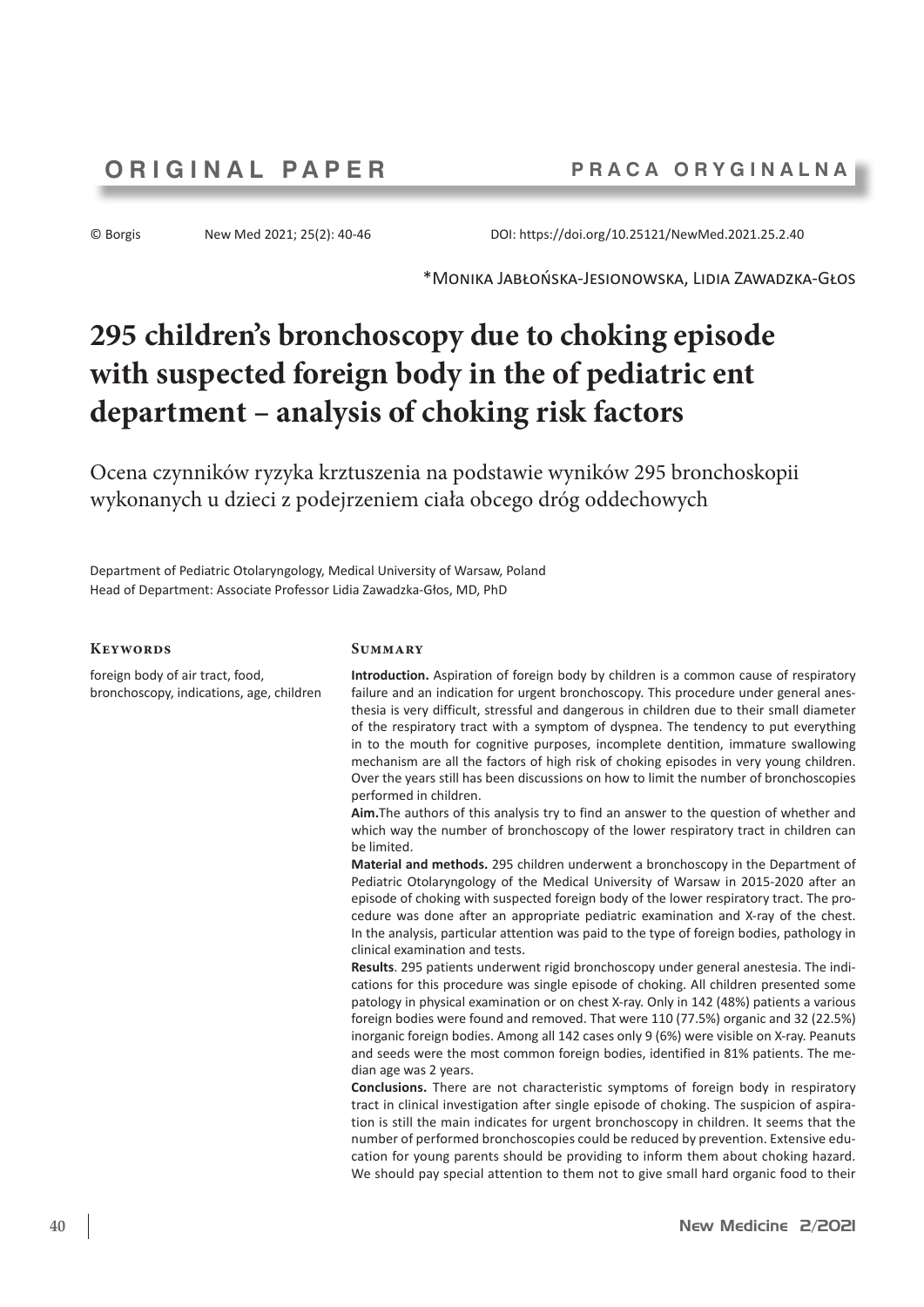ORIGINAL PAPER — PRACA ORYGINALNA

© Borgis New Med 2021; 25(2): 40-46 DOI: https://doi.org/10.25121/NewMed.2021.25.2.40

*Monika Jabłońska-Jesionowska, Lidia Zawadzka-Głos

# 295 children's bronchoscopy due to choking episode with suspected foreign body in the of pediatric ent department – analysis of choking risk factors

Ocena czynników ryzyka krztuszenia na podstawie wyników 295 bronchoskopii wykonanych u dzieci z podejrzeniem ciała obcego dróg oddechowych

Department of Pediatric Otolaryngology, Medical University of Warsaw, Poland
Head of Department: Associate Professor Lidia Zawadzka-Głos, MD, PhD

## Keywords

foreign body of air tract, food, bronchoscopy, indications, age, children

## Summary

**Introduction.** Aspiration of foreign body by children is a common cause of respiratory failure and an indication for urgent bronchoscopy. This procedure under general anesthesia is very difficult, stressful and dangerous in children due to their small diameter of the respiratory tract with a symptom of dyspnea. The tendency to put everything in to the mouth for cognitive purposes, incomplete dentition, immature swallowing mechanism are all the factors of high risk of choking episodes in very young children. Over the years still has been discussions on how to limit the number of bronchoscopies performed in children.

**Aim.**The authors of this analysis try to find an answer to the question of whether and which way the number of bronchoscopy of the lower respiratory tract in children can be limited.

**Material and methods.** 295 children underwent a bronchoscopy in the Department of Pediatric Otolaryngology of the Medical University of Warsaw in 2015-2020 after an episode of choking with suspected foreign body of the lower respiratory tract. The procedure was done after an appropriate pediatric examination and X-ray of the chest. In the analysis, particular attention was paid to the type of foreign bodies, pathology in clinical examination and tests.

**Results**. 295 patients underwent rigid bronchoscopy under general anestesia. The indications for this procedure was single episode of choking. All children presented some patology in physical examination or on chest X-ray. Only in 142 (48%) patients a various foreign bodies were found and removed. That were 110 (77.5%) organic and 32 (22.5%) inorganic foreign bodies. Among all 142 cases only 9 (6%) were visible on X-ray. Peanuts and seeds were the most common foreign bodies, identified in 81% patients. The median age was 2 years.

**Conclusions.** There are not characteristic symptoms of foreign body in respiratory tract in clinical investigation after single episode of choking. The suspicion of aspiration is still the main indicates for urgent bronchoscopy in children. It seems that the number of performed bronchoscopies could be reduced by prevention. Extensive education for young parents should be providing to inform them about choking hazard. We should pay special attention to them not to give small hard organic food to their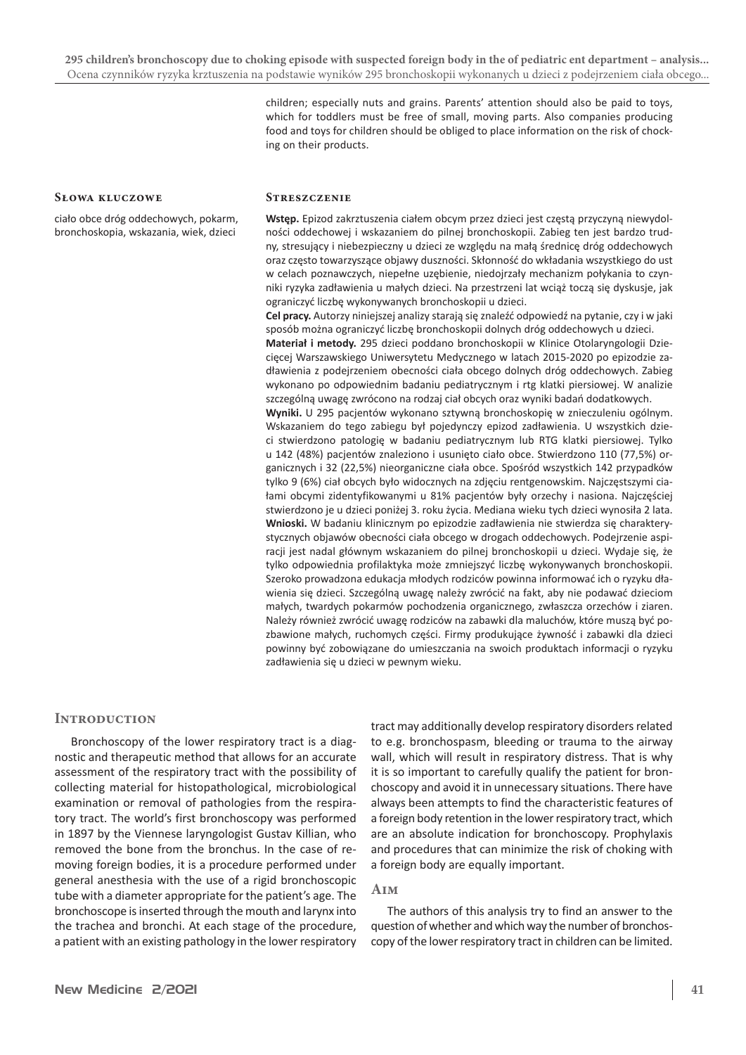children; especially nuts and grains. Parents' attention should also be paid to toys, which for toddlers must be free of small, moving parts. Also companies producing food and toys for children should be obliged to place information on the risk of chocking on their products.

**Słowa kluczowe**

ciało obce dróg oddechowych, pokarm, bronchoskopia, wskazania, wiek, dzieci

**Streszczenie**

**Wstęp.** Epizod zakrztuszenia ciałem obcym przez dzieci jest częstą przyczyną niewydolności oddechowej i wskazaniem do pilnej bronchoskopii. Zabieg ten jest bardzo trudny, stresujący i niebezpieczny u dzieci ze względu na małą średnicę dróg oddechowych oraz często towarzyszące objawy duszności. Skłonność do wkładania wszystkiego do ust w celach poznawczych, niepełne uzębienie, niedojrzały mechanizm połykania to czynniki ryzyka zadławienia u małych dzieci. Na przestrzeni lat wciąż toczą się dyskusje, jak ograniczyć liczbę wykonywanych bronchoskopii u dzieci.

**Cel pracy.** Autorzy niniejszej analizy starają się znaleźć odpowiedź na pytanie, czy i w jaki sposób można ograniczyć liczbę bronchoskopii dolnych dróg oddechowych u dzieci.

**Materiał i metody.** 295 dzieci poddano bronchoskopii w Klinice Otolaryngologii Dziecięcej Warszawskiego Uniwersytetu Medycznego w latach 2015-2020 po epizodzie zadławienia z podejrzeniem obecności ciała obcego dolnych dróg oddechowych. Zabieg wykonano po odpowiednim badaniu pediatrycznym i rtg klatki piersiowej. W analizie szczególną uwagę zwrócono na rodzaj ciał obcych oraz wyniki badań dodatkowych.

**Wyniki.** U 295 pacjentów wykonano sztywną bronchoskopię w znieczuleniu ogólnym. Wskazaniem do tego zabiegu był pojedynczy epizod zadławienia. U wszystkich dzieci stwierdzono patologię w badaniu pediatrycznym lub RTG klatki piersiowej. Tylko u 142 (48%) pacjentów znaleziono i usunięto ciało obce. Stwierdzono 110 (77,5%) organicznych i 32 (22,5%) nieorganiczne ciała obce. Spośród wszystkich 142 przypadków tylko 9 (6%) ciał obcych było widocznych na zdjęciu rentgenowskim. Najczęstszymi ciałami obcymi zidentyfikowanymi u 81% pacjentów były orzechy i nasiona. Najczęściej stwierdzono je u dzieci poniżej 3. roku życia. Mediana wieku tych dzieci wynosiła 2 lata.

**Wnioski.** W badaniu klinicznym po epizodzie zadławienia nie stwierdza się charakterystycznych objawów obecności ciała obcego w drogach oddechowych. Podejrzenie aspiracji jest nadal głównym wskazaniem do pilnej bronchoskopii u dzieci. Wydaje się, że tylko odpowiednia profilaktyka może zmniejszyć liczbę wykonywanych bronchoskopii. Szeroko prowadzona edukacja młodych rodziców powinna informować ich o ryzyku dławienia się dzieci. Szczególną uwagę należy zwrócić na fakt, aby nie podawać dzieciom małych, twardych pokarmów pochodzenia organicznego, zwłaszcza orzechów i ziaren. Należy również zwrócić uwagę rodziców na zabawki dla maluchów, które muszą być pozbawione małych, ruchomych części. Firmy produkujące żywność i zabawki dla dzieci powinny być zobowiązane do umieszczania na swoich produktach informacji o ryzyku zadławienia się u dzieci w pewnym wieku.

## Introduction

Bronchoscopy of the lower respiratory tract is a diagnostic and therapeutic method that allows for an accurate assessment of the respiratory tract with the possibility of collecting material for histopathological, microbiological examination or removal of pathologies from the respiratory tract. The world's first bronchoscopy was performed in 1897 by the Viennese laryngologist Gustav Killian, who removed the bone from the bronchus. In the case of removing foreign bodies, it is a procedure performed under general anesthesia with the use of a rigid bronchoscopic tube with a diameter appropriate for the patient's age. The bronchoscope is inserted through the mouth and larynx into the trachea and bronchi. At each stage of the procedure, a patient with an existing pathology in the lower respiratory tract may additionally develop respiratory disorders related to e.g. bronchospasm, bleeding or trauma to the airway wall, which will result in respiratory distress. That is why it is so important to carefully qualify the patient for bronchoscopy and avoid it in unnecessary situations. There have always been attempts to find the characteristic features of a foreign body retention in the lower respiratory tract, which are an absolute indication for bronchoscopy. Prophylaxis and procedures that can minimize the risk of choking with a foreign body are equally important.

## Aim

The authors of this analysis try to find an answer to the question of whether and which way the number of bronchoscopy of the lower respiratory tract in children can be limited.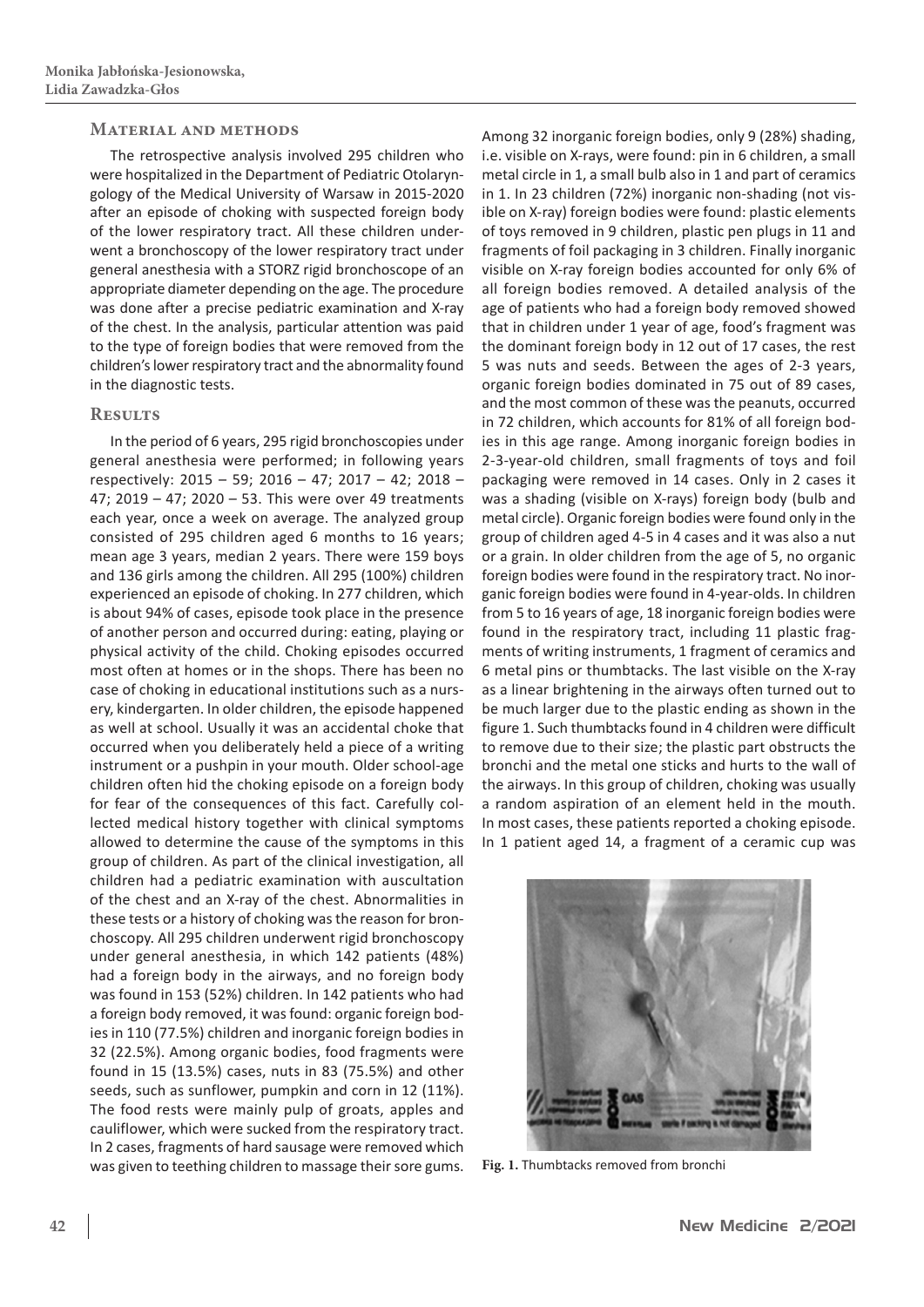## Material and methods

The retrospective analysis involved 295 children who were hospitalized in the Department of Pediatric Otolaryngology of the Medical University of Warsaw in 2015-2020 after an episode of choking with suspected foreign body of the lower respiratory tract. All these children underwent a bronchoscopy of the lower respiratory tract under general anesthesia with a STORZ rigid bronchoscope of an appropriate diameter depending on the age. The procedure was done after a precise pediatric examination and X-ray of the chest. In the analysis, particular attention was paid to the type of foreign bodies that were removed from the children's lower respiratory tract and the abnormality found in the diagnostic tests.

## Results

In the period of 6 years, 295 rigid bronchoscopies under general anesthesia were performed; in following years respectively: 2015 – 59; 2016 – 47; 2017 – 42; 2018 – 47; 2019 – 47; 2020 – 53. This were over 49 treatments each year, once a week on average. The analyzed group consisted of 295 children aged 6 months to 16 years; mean age 3 years, median 2 years. There were 159 boys and 136 girls among the children. All 295 (100%) children experienced an episode of choking. In 277 children, which is about 94% of cases, episode took place in the presence of another person and occurred during: eating, playing or physical activity of the child. Choking episodes occurred most often at homes or in the shops. There has been no case of choking in educational institutions such as a nursery, kindergarten. In older children, the episode happened as well at school. Usually it was an accidental choke that occurred when you deliberately held a piece of a writing instrument or a pushpin in your mouth. Older school-age children often hid the choking episode on a foreign body for fear of the consequences of this fact. Carefully collected medical history together with clinical symptoms allowed to determine the cause of the symptoms in this group of children. As part of the clinical investigation, all children had a pediatric examination with auscultation of the chest and an X-ray of the chest. Abnormalities in these tests or a history of choking was the reason for bronchoscopy. All 295 children underwent rigid bronchoscopy under general anesthesia, in which 142 patients (48%) had a foreign body in the airways, and no foreign body was found in 153 (52%) children. In 142 patients who had a foreign body removed, it was found: organic foreign bodies in 110 (77.5%) children and inorganic foreign bodies in 32 (22.5%). Among organic bodies, food fragments were found in 15 (13.5%) cases, nuts in 83 (75.5%) and other seeds, such as sunflower, pumpkin and corn in 12 (11%). The food rests were mainly pulp of groats, apples and cauliflower, which were sucked from the respiratory tract. In 2 cases, fragments of hard sausage were removed which was given to teething children to massage their sore gums. Among 32 inorganic foreign bodies, only 9 (28%) shading, i.e. visible on X-rays, were found: pin in 6 children, a small metal circle in 1, a small bulb also in 1 and part of ceramics in 1. In 23 children (72%) inorganic non-shading (not visible on X-ray) foreign bodies were found: plastic elements of toys removed in 9 children, plastic pen plugs in 11 and fragments of foil packaging in 3 children. Finally inorganic visible on X-ray foreign bodies accounted for only 6% of all foreign bodies removed. A detailed analysis of the age of patients who had a foreign body removed showed that in children under 1 year of age, food's fragment was the dominant foreign body in 12 out of 17 cases, the rest 5 was nuts and seeds. Between the ages of 2-3 years, organic foreign bodies dominated in 75 out of 89 cases, and the most common of these was the peanuts, occurred in 72 children, which accounts for 81% of all foreign bodies in this age range. Among inorganic foreign bodies in 2-3-year-old children, small fragments of toys and foil packaging were removed in 14 cases. Only in 2 cases it was a shading (visible on X-rays) foreign body (bulb and metal circle). Organic foreign bodies were found only in the group of children aged 4-5 in 4 cases and it was also a nut or a grain. In older children from the age of 5, no organic foreign bodies were found in the respiratory tract. No inorganic foreign bodies were found in 4-year-olds. In children from 5 to 16 years of age, 18 inorganic foreign bodies were found in the respiratory tract, including 11 plastic fragments of writing instruments, 1 fragment of ceramics and 6 metal pins or thumbtacks. The last visible on the X-ray as a linear brightening in the airways often turned out to be much larger due to the plastic ending as shown in the figure 1. Such thumbtacks found in 4 children were difficult to remove due to their size; the plastic part obstructs the bronchi and the metal one sticks and hurts to the wall of the airways. In this group of children, choking was usually a random aspiration of an element held in the mouth. In most cases, these patients reported a choking episode. In 1 patient aged 14, a fragment of a ceramic cup was

**Fig. 1.** Thumbtacks removed from bronchi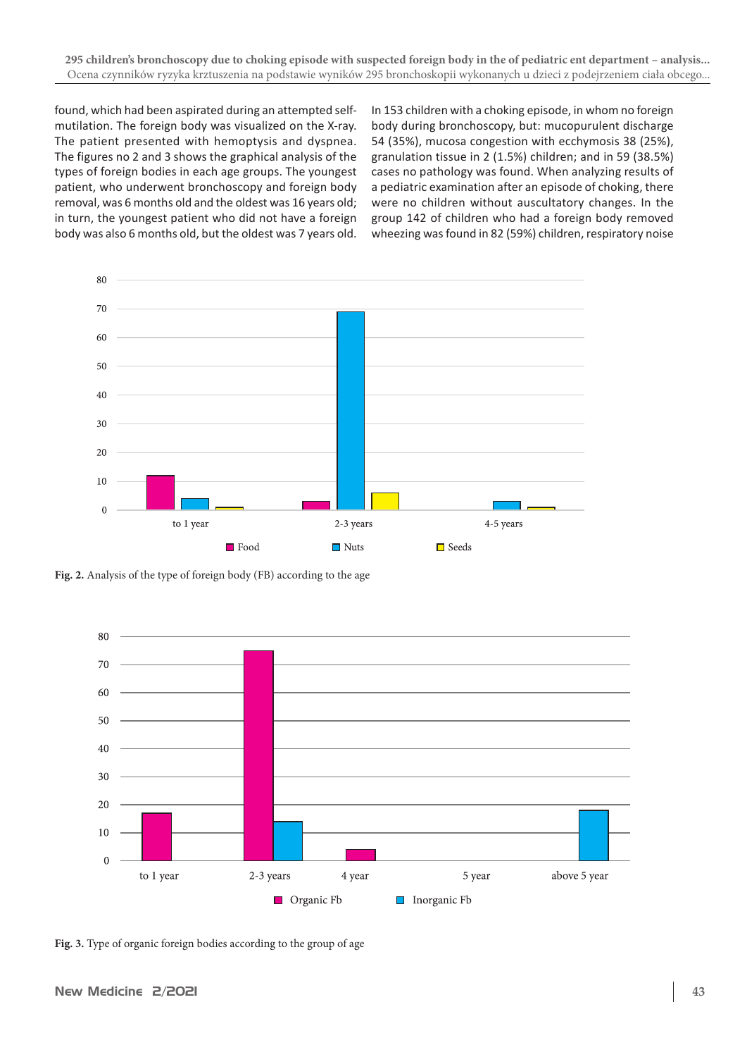found, which had been aspirated during an attempted self-mutilation. The foreign body was visualized on the X-ray. The patient presented with hemoptysis and dyspnea. The figures no 2 and 3 shows the graphical analysis of the types of foreign bodies in each age groups. The youngest patient, who underwent bronchoscopy and foreign body removal, was 6 months old and the oldest was 16 years old; in turn, the youngest patient who did not have a foreign body was also 6 months old, but the oldest was 7 years old.

In 153 children with a choking episode, in whom no foreign body during bronchoscopy, but: mucopurulent discharge 54 (35%), mucosa congestion with ecchymosis 38 (25%), granulation tissue in 2 (1.5%) children; and in 59 (38.5%) cases no pathology was found. When analyzing results of a pediatric examination after an episode of choking, there were no children without auscultatory changes. In the group 142 of children who had a foreign body removed wheezing was found in 82 (59%) children, respiratory noise

**Fig. 2.** Analysis of the type of foreign body (FB) according to the age

**Fig. 3.** Type of organic foreign bodies according to the group of age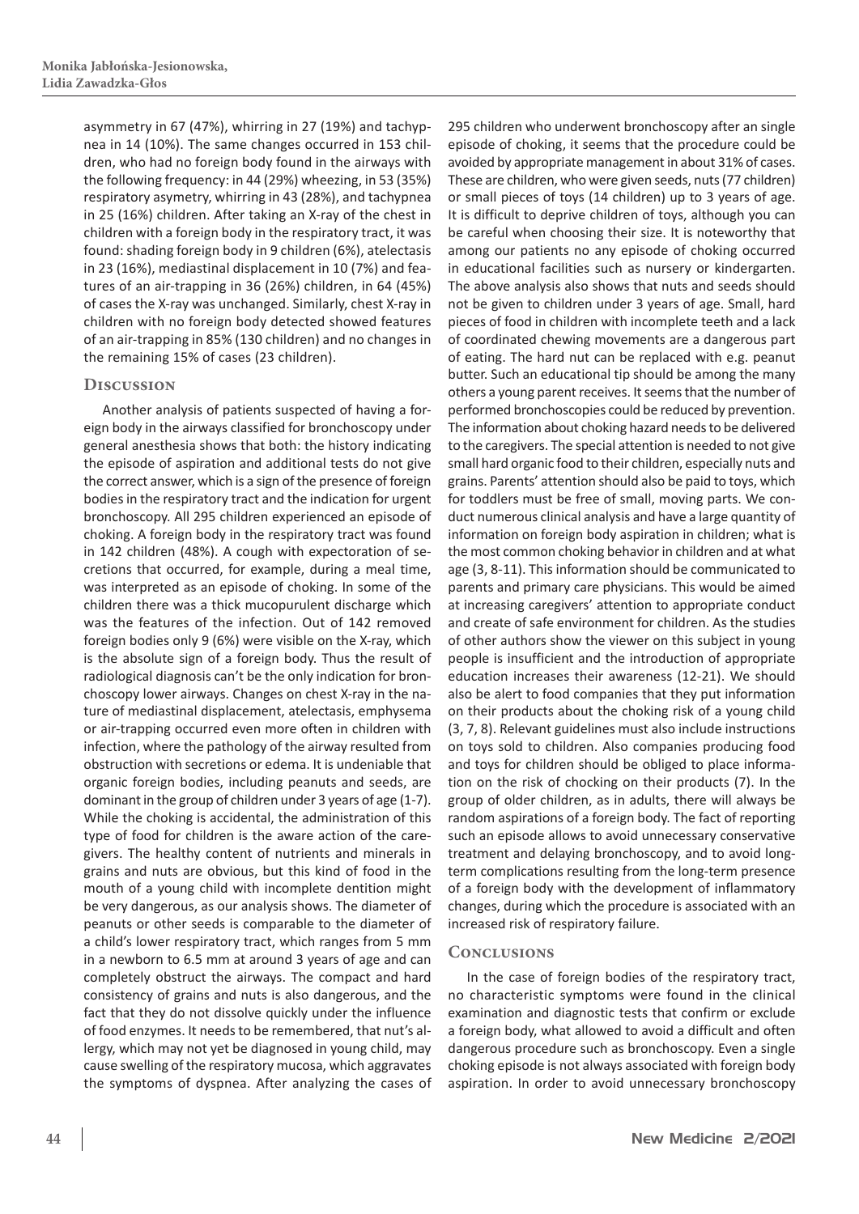asymmetry in 67 (47%), whirring in 27 (19%) and tachypnea in 14 (10%). The same changes occurred in 153 children, who had no foreign body found in the airways with the following frequency: in 44 (29%) wheezing, in 53 (35%) respiratory asymetry, whirring in 43 (28%), and tachypnea in 25 (16%) children. After taking an X-ray of the chest in children with a foreign body in the respiratory tract, it was found: shading foreign body in 9 children (6%), atelectasis in 23 (16%), mediastinal displacement in 10 (7%) and features of an air-trapping in 36 (26%) children, in 64 (45%) of cases the X-ray was unchanged. Similarly, chest X-ray in children with no foreign body detected showed features of an air-trapping in 85% (130 children) and no changes in the remaining 15% of cases (23 children).

## Discussion

Another analysis of patients suspected of having a foreign body in the airways classified for bronchoscopy under general anesthesia shows that both: the history indicating the episode of aspiration and additional tests do not give the correct answer, which is a sign of the presence of foreign bodies in the respiratory tract and the indication for urgent bronchoscopy. All 295 children experienced an episode of choking. A foreign body in the respiratory tract was found in 142 children (48%). A cough with expectoration of secretions that occurred, for example, during a meal time, was interpreted as an episode of choking. In some of the children there was a thick mucopurulent discharge which was the features of the infection. Out of 142 removed foreign bodies only 9 (6%) were visible on the X-ray, which is the absolute sign of a foreign body. Thus the result of radiological diagnosis can't be the only indication for bronchoscopy lower airways. Changes on chest X-ray in the nature of mediastinal displacement, atelectasis, emphysema or air-trapping occurred even more often in children with infection, where the pathology of the airway resulted from obstruction with secretions or edema. It is undeniable that organic foreign bodies, including peanuts and seeds, are dominant in the group of children under 3 years of age (1-7). While the choking is accidental, the administration of this type of food for children is the aware action of the caregivers. The healthy content of nutrients and minerals in grains and nuts are obvious, but this kind of food in the mouth of a young child with incomplete dentition might be very dangerous, as our analysis shows. The diameter of peanuts or other seeds is comparable to the diameter of a child's lower respiratory tract, which ranges from 5 mm in a newborn to 6.5 mm at around 3 years of age and can completely obstruct the airways. The compact and hard consistency of grains and nuts is also dangerous, and the fact that they do not dissolve quickly under the influence of food enzymes. It needs to be remembered, that nut's allergy, which may not yet be diagnosed in young child, may cause swelling of the respiratory mucosa, which aggravates the symptoms of dyspnea. After analyzing the cases of 295 children who underwent bronchoscopy after an single episode of choking, it seems that the procedure could be avoided by appropriate management in about 31% of cases. These are children, who were given seeds, nuts (77 children) or small pieces of toys (14 children) up to 3 years of age. It is difficult to deprive children of toys, although you can be careful when choosing their size. It is noteworthy that among our patients no any episode of choking occurred in educational facilities such as nursery or kindergarten. The above analysis also shows that nuts and seeds should not be given to children under 3 years of age. Small, hard pieces of food in children with incomplete teeth and a lack of coordinated chewing movements are a dangerous part of eating. The hard nut can be replaced with e.g. peanut butter. Such an educational tip should be among the many others a young parent receives. It seems that the number of performed bronchoscopies could be reduced by prevention. The information about choking hazard needs to be delivered to the caregivers. The special attention is needed to not give small hard organic food to their children, especially nuts and grains. Parents' attention should also be paid to toys, which for toddlers must be free of small, moving parts. We conduct numerous clinical analysis and have a large quantity of information on foreign body aspiration in children; what is the most common choking behavior in children and at what age (3, 8-11). This information should be communicated to parents and primary care physicians. This would be aimed at increasing caregivers' attention to appropriate conduct and create of safe environment for children. As the studies of other authors show the viewer on this subject in young people is insufficient and the introduction of appropriate education increases their awareness (12-21). We should also be alert to food companies that they put information on their products about the choking risk of a young child (3, 7, 8). Relevant guidelines must also include instructions on toys sold to children. Also companies producing food and toys for children should be obliged to place information on the risk of chocking on their products (7). In the group of older children, as in adults, there will always be random aspirations of a foreign body. The fact of reporting such an episode allows to avoid unnecessary conservative treatment and delaying bronchoscopy, and to avoid long-term complications resulting from the long-term presence of a foreign body with the development of inflammatory changes, during which the procedure is associated with an increased risk of respiratory failure.

## Conclusions

In the case of foreign bodies of the respiratory tract, no characteristic symptoms were found in the clinical examination and diagnostic tests that confirm or exclude a foreign body, what allowed to avoid a difficult and often dangerous procedure such as bronchoscopy. Even a single choking episode is not always associated with foreign body aspiration. In order to avoid unnecessary bronchoscopy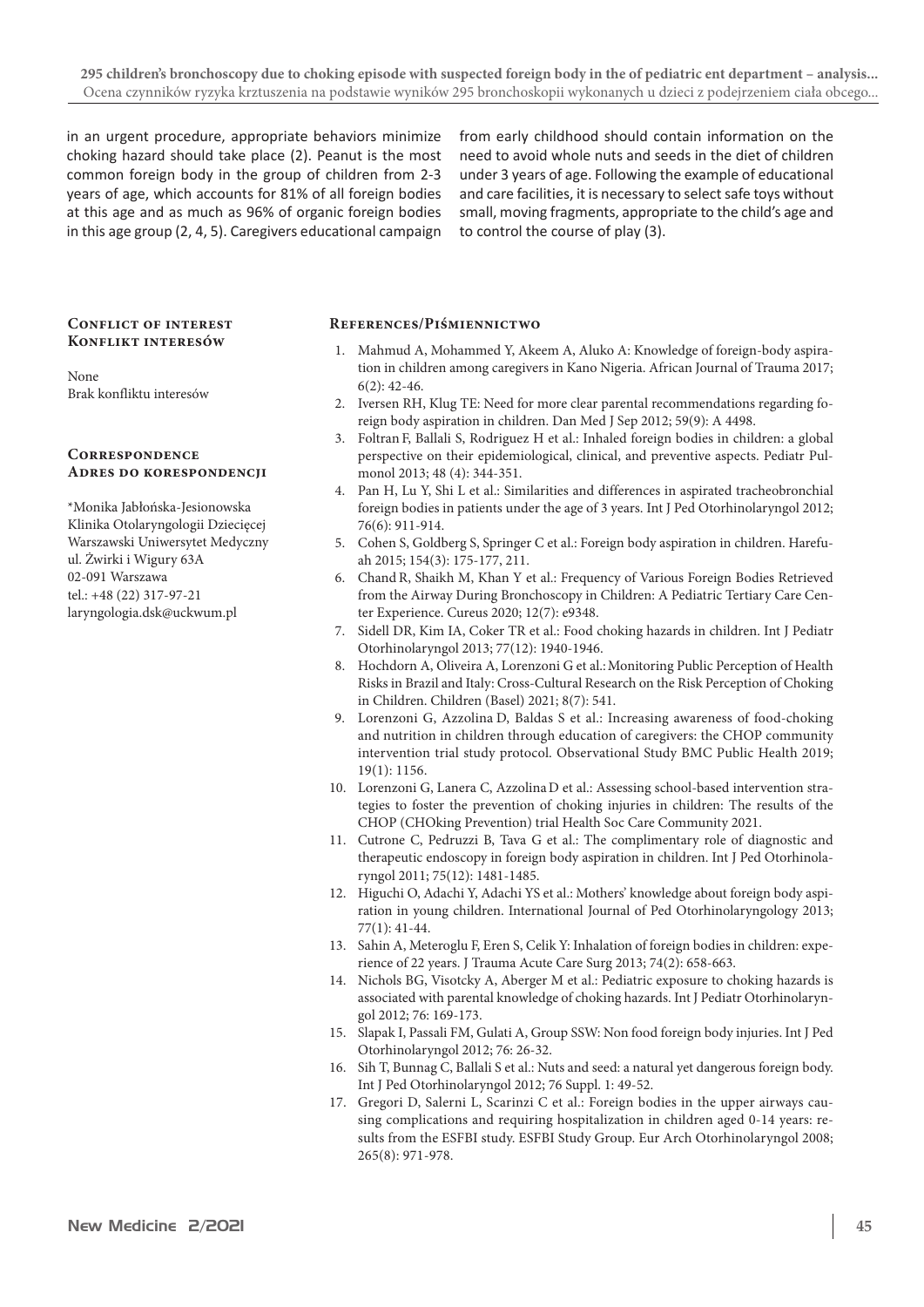in an urgent procedure, appropriate behaviors minimize choking hazard should take place (2). Peanut is the most common foreign body in the group of children from 2-3 years of age, which accounts for 81% of all foreign bodies at this age and as much as 96% of organic foreign bodies in this age group (2, 4, 5). Caregivers educational campaign from early childhood should contain information on the need to avoid whole nuts and seeds in the diet of children under 3 years of age. Following the example of educational and care facilities, it is necessary to select safe toys without small, moving fragments, appropriate to the child's age and to control the course of play (3).

## Conflict of interest
## Konflikt interesów

None
Brak konfliktu interesów

## Correspondence
## Adres do korespondencji

*Monika Jabłońska-Jesionowska
Klinika Otolaryngologii Dziecięcej
Warszawski Uniwersytet Medyczny
ul. Żwirki i Wigury 63A
02-091 Warszawa
tel.: +48 (22) 317-97-21
laryngologia.dsk@uckwum.pl

## References/Piśmiennictwo

1. Mahmud A, Mohammed Y, Akeem A, Aluko A: Knowledge of foreign-body aspiration in children among caregivers in Kano Nigeria. African Journal of Trauma 2017; 6(2): 42-46.
2. Iversen RH, Klug TE: Need for more clear parental recommendations regarding foreign body aspiration in children. Dan Med J Sep 2012; 59(9): A 4498.
3. Foltran F, Ballali S, Rodriguez H et al.: Inhaled foreign bodies in children: a global perspective on their epidemiological, clinical, and preventive aspects. Pediatr Pulmonol 2013; 48 (4): 344-351.
4. Pan H, Lu Y, Shi L et al.: Similarities and differences in aspirated tracheobronchial foreign bodies in patients under the age of 3 years. Int J Ped Otorhinolaryngol 2012; 76(6): 911-914.
5. Cohen S, Goldberg S, Springer C et al.: Foreign body aspiration in children. Harefuah 2015; 154(3): 175-177, 211.
6. Chand R, Shaikh M, Khan Y et al.: Frequency of Various Foreign Bodies Retrieved from the Airway During Bronchoscopy in Children: A Pediatric Tertiary Care Center Experience. Cureus 2020; 12(7): e9348.
7. Sidell DR, Kim IA, Coker TR et al.: Food choking hazards in children. Int J Pediatr Otorhinolaryngol 2013; 77(12): 1940-1946.
8. Hochdorn A, Oliveira A, Lorenzoni G et al.: Monitoring Public Perception of Health Risks in Brazil and Italy: Cross-Cultural Research on the Risk Perception of Choking in Children. Children (Basel) 2021; 8(7): 541.
9. Lorenzoni G, Azzolina D, Baldas S et al.: Increasing awareness of food-choking and nutrition in children through education of caregivers: the CHOP community intervention trial study protocol. Observational Study BMC Public Health 2019; 19(1): 1156.
10. Lorenzoni G, Lanera C, Azzolina D et al.: Assessing school-based intervention strategies to foster the prevention of choking injuries in children: The results of the CHOP (CHOking Prevention) trial Health Soc Care Community 2021.
11. Cutrone C, Pedruzzi B, Tava G et al.: The complimentary role of diagnostic and therapeutic endoscopy in foreign body aspiration in children. Int J Ped Otorhinolaryngol 2011; 75(12): 1481-1485.
12. Higuchi O, Adachi Y, Adachi YS et al.: Mothers' knowledge about foreign body aspiration in young children. International Journal of Ped Otorhinolaryngology 2013; 77(1): 41-44.
13. Sahin A, Meteroglu F, Eren S, Celik Y: Inhalation of foreign bodies in children: experience of 22 years. J Trauma Acute Care Surg 2013; 74(2): 658-663.
14. Nichols BG, Visotcky A, Aberger M et al.: Pediatric exposure to choking hazards is associated with parental knowledge of choking hazards. Int J Pediatr Otorhinolaryngol 2012; 76: 169-173.
15. Slapak I, Passali FM, Gulati A, Group SSW: Non food foreign body injuries. Int J Ped Otorhinolaryngol 2012; 76: 26-32.
16. Sih T, Bunnag C, Ballali S et al.: Nuts and seed: a natural yet dangerous foreign body. Int J Ped Otorhinolaryngol 2012; 76 Suppl. 1: 49-52.
17. Gregori D, Salerni L, Scarinzi C et al.: Foreign bodies in the upper airways causing complications and requiring hospitalization in children aged 0-14 years: results from the ESFBI study. ESFBI Study Group. Eur Arch Otorhinolaryngol 2008; 265(8): 971-978.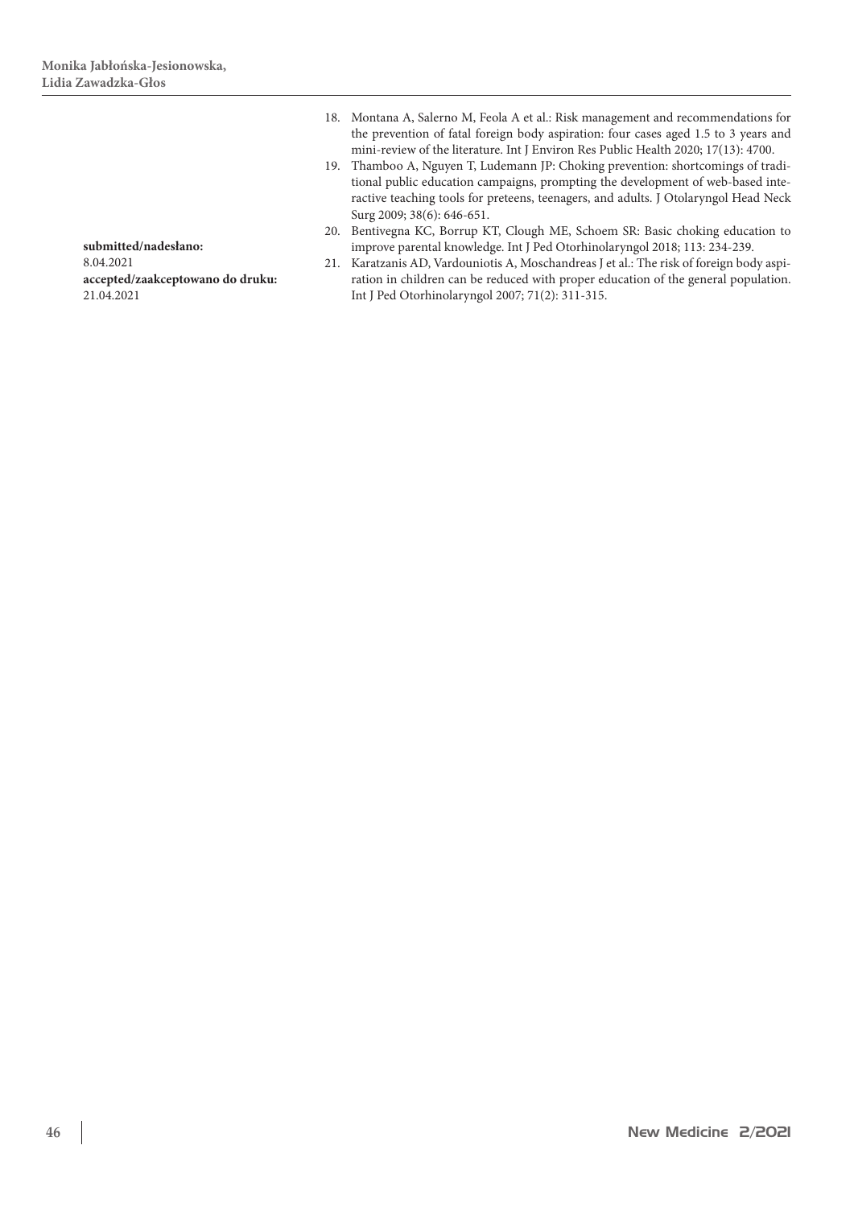18. Montana A, Salerno M, Feola A et al.: Risk management and recommendations for the prevention of fatal foreign body aspiration: four cases aged 1.5 to 3 years and mini-review of the literature. Int J Environ Res Public Health 2020; 17(13): 4700.
19. Thamboo A, Nguyen T, Ludemann JP: Choking prevention: shortcomings of traditional public education campaigns, prompting the development of web-based interactive teaching tools for preteens, teenagers, and adults. J Otolaryngol Head Neck Surg 2009; 38(6): 646-651.
20. Bentivegna KC, Borrup KT, Clough ME, Schoem SR: Basic choking education to improve parental knowledge. Int J Ped Otorhinolaryngol 2018; 113: 234-239.
21. Karatzanis AD, Vardouniotis A, Moschandreas J et al.: The risk of foreign body aspiration in children can be reduced with proper education of the general population. Int J Ped Otorhinolaryngol 2007; 71(2): 311-315.

**submitted/nadesłano:**
8.04.2021
**accepted/zaakceptowano do druku:**
21.04.2021